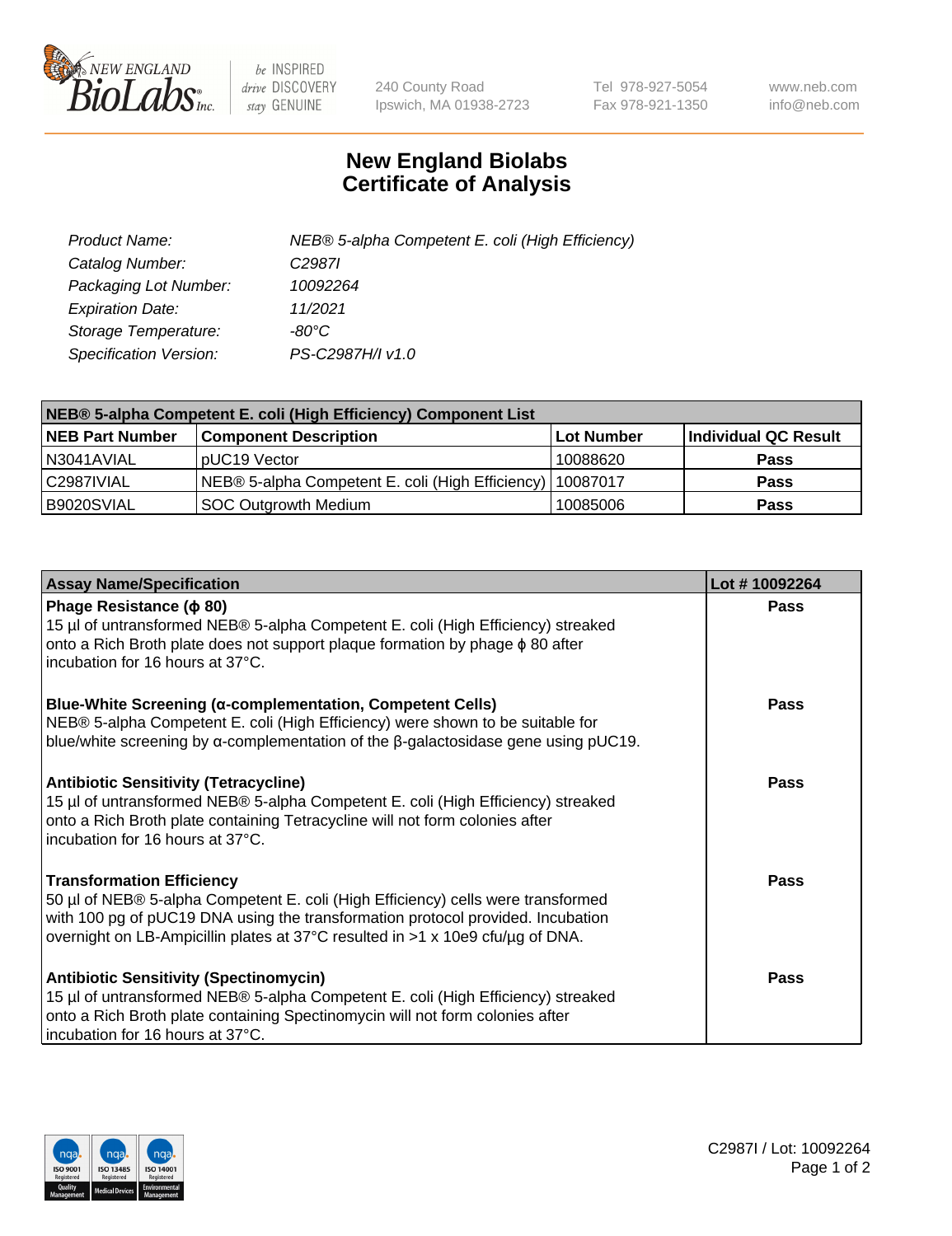# New England Biolabs Certificate of Analysis

| | |
|---|---|
| *Product Name:* | *NEB® 5-alpha Competent E. coli (High Efficiency)* |
| *Catalog Number:* | *C2987I* |
| *Packaging Lot Number:* | *10092264* |
| *Expiration Date:* | *11/2021* |
| *Storage Temperature:* | *-80°C* |
| *Specification Version:* | *PS-C2987H/I v1.0* |

**NEB® 5-alpha Competent E. coli (High Efficiency) Component List**

| NEB Part Number | Component Description | Lot Number | Individual QC Result |
|---|---|---|---|
| N3041AVIAL | pUC19 Vector | 10088620 | **Pass** |
| C2987IVIAL | NEB® 5-alpha Competent E. coli (High Efficiency) | 10087017 | **Pass** |
| B9020SVIAL | SOC Outgrowth Medium | 10085006 | **Pass** |

| Assay Name/Specification | Lot # 10092264 |
|---|---|
| **Phage Resistance (ϕ 80)**<br>15 µl of untransformed NEB® 5-alpha Competent E. coli (High Efficiency) streaked onto a Rich Broth plate does not support plaque formation by phage ϕ 80 after incubation for 16 hours at 37°C. | **Pass** |
| **Blue-White Screening (α-complementation, Competent Cells)**<br>NEB® 5-alpha Competent E. coli (High Efficiency) were shown to be suitable for blue/white screening by α-complementation of the β-galactosidase gene using pUC19. | **Pass** |
| **Antibiotic Sensitivity (Tetracycline)**<br>15 µl of untransformed NEB® 5-alpha Competent E. coli (High Efficiency) streaked onto a Rich Broth plate containing Tetracycline will not form colonies after incubation for 16 hours at 37°C. | **Pass** |
| **Transformation Efficiency**<br>50 µl of NEB® 5-alpha Competent E. coli (High Efficiency) cells were transformed with 100 pg of pUC19 DNA using the transformation protocol provided. Incubation overnight on LB-Ampicillin plates at 37°C resulted in >1 x 10e9 cfu/µg of DNA. | **Pass** |
| **Antibiotic Sensitivity (Spectinomycin)**<br>15 µl of untransformed NEB® 5-alpha Competent E. coli (High Efficiency) streaked onto a Rich Broth plate containing Spectinomycin will not form colonies after incubation for 16 hours at 37°C. | **Pass** |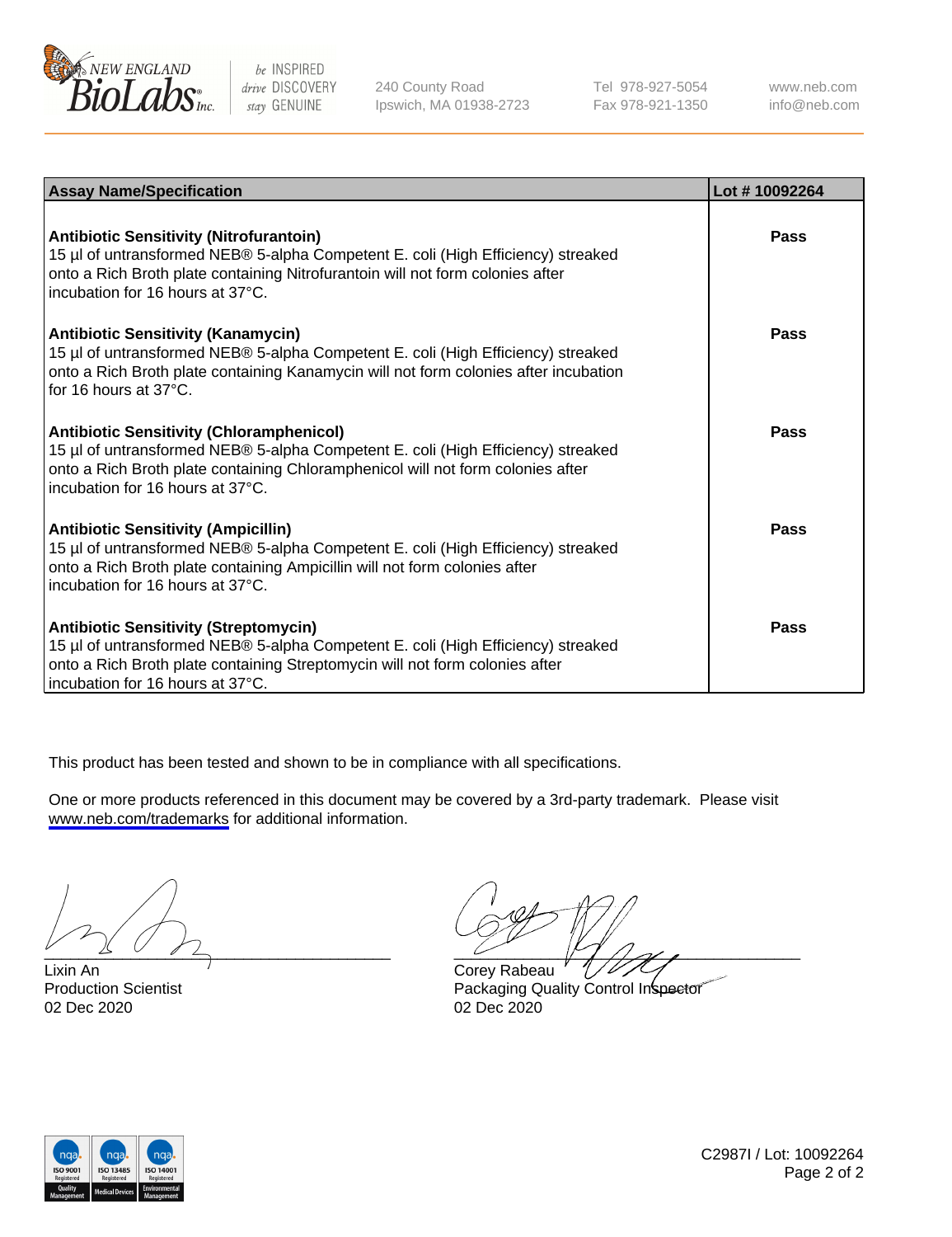| Assay Name/Specification | Lot # 10092264 |
|---|---|
| **Antibiotic Sensitivity (Nitrofurantoin)**<br>15 µl of untransformed NEB® 5-alpha Competent E. coli (High Efficiency) streaked onto a Rich Broth plate containing Nitrofurantoin will not form colonies after incubation for 16 hours at 37°C. | **Pass** |
| **Antibiotic Sensitivity (Kanamycin)**<br>15 µl of untransformed NEB® 5-alpha Competent E. coli (High Efficiency) streaked onto a Rich Broth plate containing Kanamycin will not form colonies after incubation for 16 hours at 37°C. | **Pass** |
| **Antibiotic Sensitivity (Chloramphenicol)**<br>15 µl of untransformed NEB® 5-alpha Competent E. coli (High Efficiency) streaked onto a Rich Broth plate containing Chloramphenicol will not form colonies after incubation for 16 hours at 37°C. | **Pass** |
| **Antibiotic Sensitivity (Ampicillin)**<br>15 µl of untransformed NEB® 5-alpha Competent E. coli (High Efficiency) streaked onto a Rich Broth plate containing Ampicillin will not form colonies after incubation for 16 hours at 37°C. | **Pass** |
| **Antibiotic Sensitivity (Streptomycin)**<br>15 µl of untransformed NEB® 5-alpha Competent E. coli (High Efficiency) streaked onto a Rich Broth plate containing Streptomycin will not form colonies after incubation for 16 hours at 37°C. | **Pass** |

This product has been tested and shown to be in compliance with all specifications.

One or more products referenced in this document may be covered by a 3rd-party trademark. Please visit www.neb.com/trademarks for additional information.

Lixin An
Production Scientist
02 Dec 2020

Corey Rabeau
Packaging Quality Control Inspector
02 Dec 2020

C2987I / Lot: 10092264